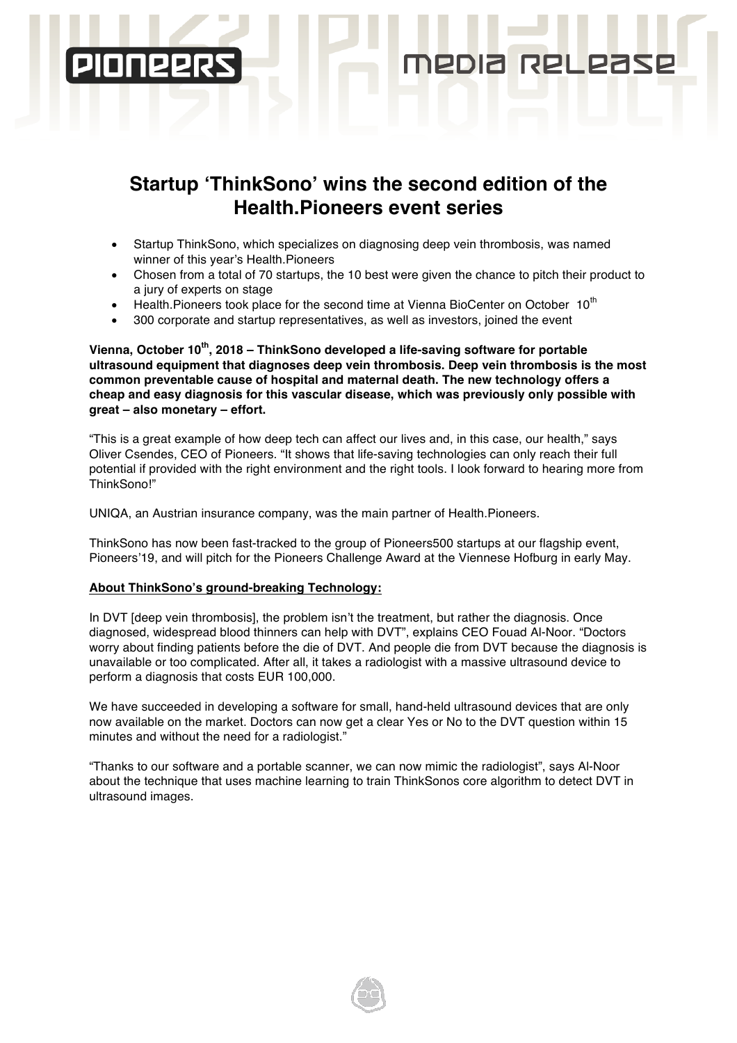PIONEERS

MEDIA RELEASE

# Startup 'ThinkSono' wins the second edition of the Health.Pioneers event series

- Startup ThinkSono, which specializes on diagnosing deep vein thrombosis, was named winner of this year's Health.Pioneers
- Chosen from a total of 70 startups, the 10 best were given the chance to pitch their product to a jury of experts on stage
- Health.Pioneers took place for the second time at Vienna BioCenter on October 10th
- 300 corporate and startup representatives, as well as investors, joined the event

**Vienna, October 10th, 2018 – ThinkSono developed a life-saving software for portable ultrasound equipment that diagnoses deep vein thrombosis. Deep vein thrombosis is the most common preventable cause of hospital and maternal death. The new technology offers a cheap and easy diagnosis for this vascular disease, which was previously only possible with great – also monetary – effort.**

"This is a great example of how deep tech can affect our lives and, in this case, our health," says Oliver Csendes, CEO of Pioneers. "It shows that life-saving technologies can only reach their full potential if provided with the right environment and the right tools. I look forward to hearing more from ThinkSono!"

UNIQA, an Austrian insurance company, was the main partner of Health.Pioneers.

ThinkSono has now been fast-tracked to the group of Pioneers500 startups at our flagship event, Pioneers'19, and will pitch for the Pioneers Challenge Award at the Viennese Hofburg in early May.

**<u>About ThinkSono's ground-breaking Technology:</u>**

In DVT [deep vein thrombosis], the problem isn't the treatment, but rather the diagnosis. Once diagnosed, widespread blood thinners can help with DVT", explains CEO Fouad Al-Noor. "Doctors worry about finding patients before the die of DVT. And people die from DVT because the diagnosis is unavailable or too complicated. After all, it takes a radiologist with a massive ultrasound device to perform a diagnosis that costs EUR 100,000.

We have succeeded in developing a software for small, hand-held ultrasound devices that are only now available on the market. Doctors can now get a clear Yes or No to the DVT question within 15 minutes and without the need for a radiologist."

"Thanks to our software and a portable scanner, we can now mimic the radiologist", says Al-Noor about the technique that uses machine learning to train ThinkSonos core algorithm to detect DVT in ultrasound images.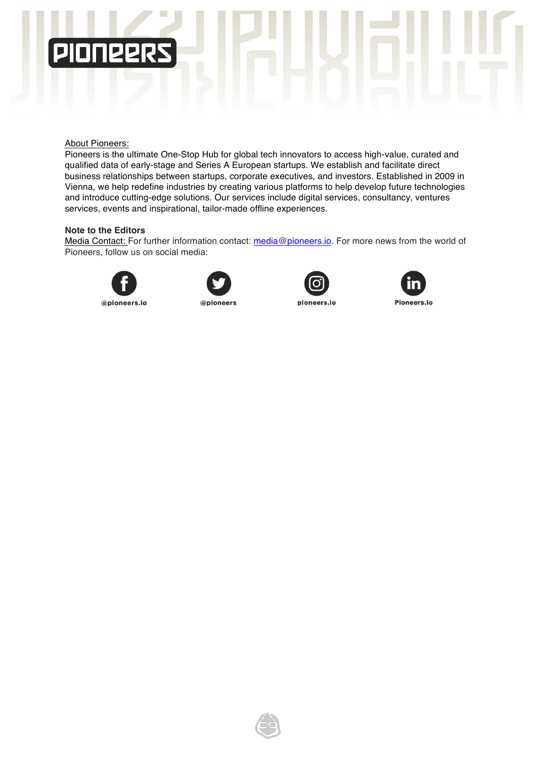About Pioneers:

Pioneers is the ultimate One-Stop Hub for global tech innovators to access high-value, curated and qualified data of early-stage and Series A European startups. We establish and facilitate direct business relationships between startups, corporate executives, and investors. Established in 2009 in Vienna, we help redefine industries by creating various platforms to help develop future technologies and introduce cutting-edge solutions. Our services include digital services, consultancy, ventures services, events and inspirational, tailor-made offline experiences.

**Note to the Editors**

Media Contact: For further information contact: media@pioneers.io. For more news from the world of Pioneers, follow us on social media:

@pioneers.io

@pioneers

pioneers.io

Pioneers.io